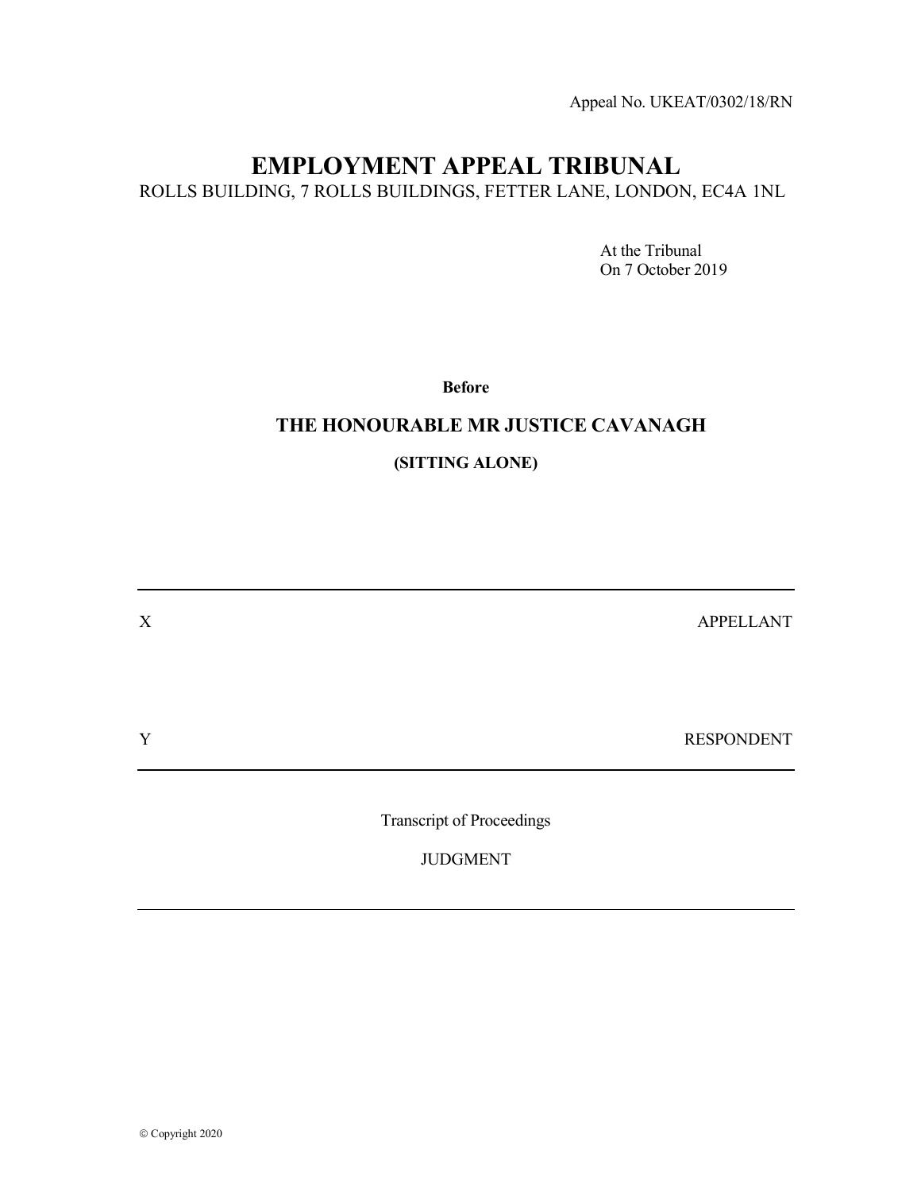Appeal No. UKEAT/0302/18/RN

# EMPLOYMENT APPEAL TRIBUNAL

ROLLS BUILDING, 7 ROLLS BUILDINGS, FETTER LANE, LONDON, EC4A 1NL

At the Tribunal
On 7 October 2019

**Before**

**THE HONOURABLE MR JUSTICE CAVANAGH**

**(SITTING ALONE)**

---

X APPELLANT

Y RESPONDENT

---

Transcript of Proceedings

JUDGMENT

---

© Copyright 2020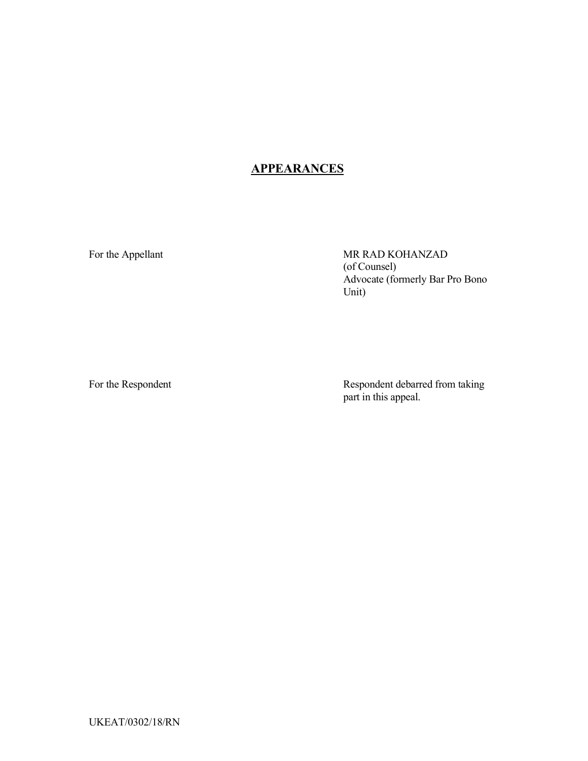## APPEARANCES

| | |
|---|---|
| For the Appellant | MR RAD KOHANZAD (of Counsel) Advocate (formerly Bar Pro Bono Unit) |
| For the Respondent | Respondent debarred from taking part in this appeal. |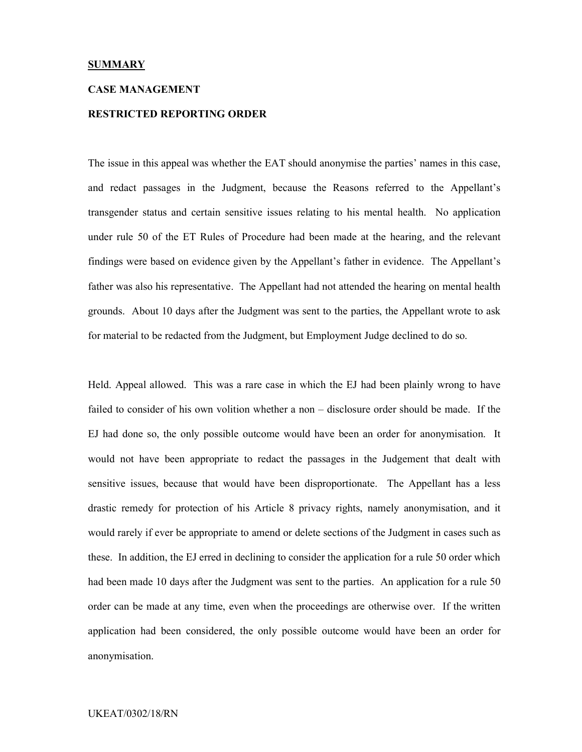**SUMMARY**

**CASE MANAGEMENT**

**RESTRICTED REPORTING ORDER**

The issue in this appeal was whether the EAT should anonymise the parties' names in this case, and redact passages in the Judgment, because the Reasons referred to the Appellant's transgender status and certain sensitive issues relating to his mental health. No application under rule 50 of the ET Rules of Procedure had been made at the hearing, and the relevant findings were based on evidence given by the Appellant's father in evidence. The Appellant's father was also his representative. The Appellant had not attended the hearing on mental health grounds. About 10 days after the Judgment was sent to the parties, the Appellant wrote to ask for material to be redacted from the Judgment, but Employment Judge declined to do so.

Held. Appeal allowed. This was a rare case in which the EJ had been plainly wrong to have failed to consider of his own volition whether a non – disclosure order should be made. If the EJ had done so, the only possible outcome would have been an order for anonymisation. It would not have been appropriate to redact the passages in the Judgement that dealt with sensitive issues, because that would have been disproportionate. The Appellant has a less drastic remedy for protection of his Article 8 privacy rights, namely anonymisation, and it would rarely if ever be appropriate to amend or delete sections of the Judgment in cases such as these. In addition, the EJ erred in declining to consider the application for a rule 50 order which had been made 10 days after the Judgment was sent to the parties. An application for a rule 50 order can be made at any time, even when the proceedings are otherwise over. If the written application had been considered, the only possible outcome would have been an order for anonymisation.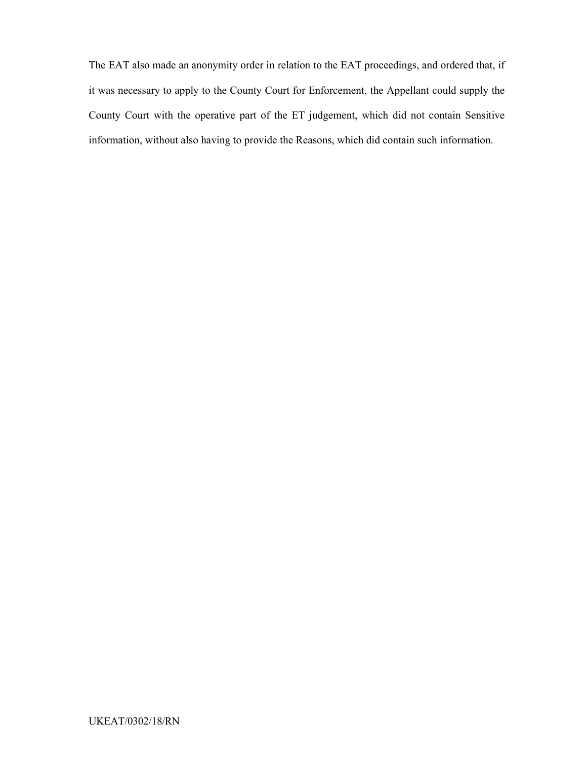The EAT also made an anonymity order in relation to the EAT proceedings, and ordered that, if it was necessary to apply to the County Court for Enforcement, the Appellant could supply the County Court with the operative part of the ET judgement, which did not contain Sensitive information, without also having to provide the Reasons, which did contain such information.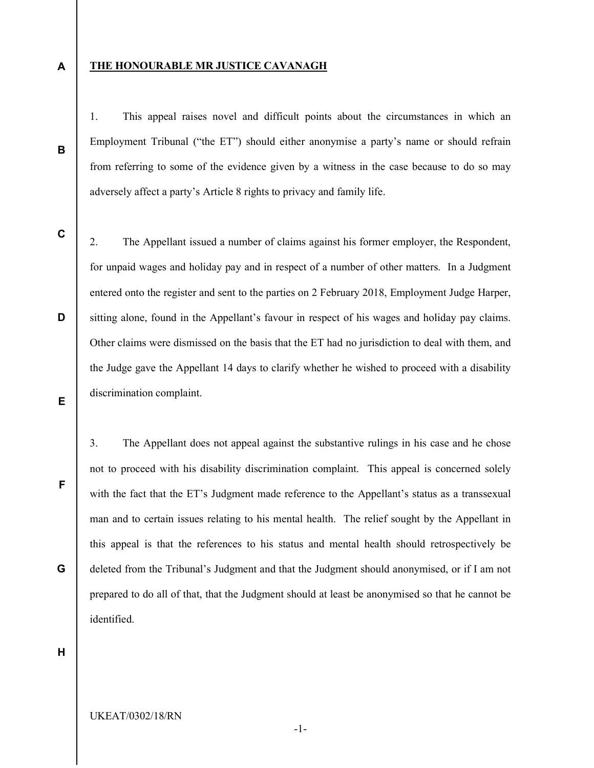**THE HONOURABLE MR JUSTICE CAVANAGH**

1. This appeal raises novel and difficult points about the circumstances in which an Employment Tribunal ("the ET") should either anonymise a party's name or should refrain from referring to some of the evidence given by a witness in the case because to do so may adversely affect a party's Article 8 rights to privacy and family life.

2. The Appellant issued a number of claims against his former employer, the Respondent, for unpaid wages and holiday pay and in respect of a number of other matters. In a Judgment entered onto the register and sent to the parties on 2 February 2018, Employment Judge Harper, sitting alone, found in the Appellant's favour in respect of his wages and holiday pay claims. Other claims were dismissed on the basis that the ET had no jurisdiction to deal with them, and the Judge gave the Appellant 14 days to clarify whether he wished to proceed with a disability discrimination complaint.

3. The Appellant does not appeal against the substantive rulings in his case and he chose not to proceed with his disability discrimination complaint. This appeal is concerned solely with the fact that the ET's Judgment made reference to the Appellant's status as a transsexual man and to certain issues relating to his mental health. The relief sought by the Appellant in this appeal is that the references to his status and mental health should retrospectively be deleted from the Tribunal's Judgment and that the Judgment should anonymised, or if I am not prepared to do all of that, that the Judgment should at least be anonymised so that he cannot be identified.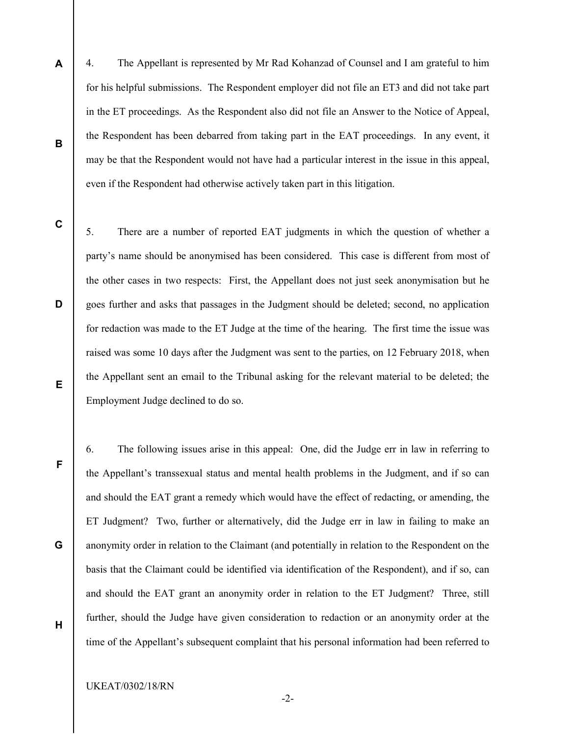4. The Appellant is represented by Mr Rad Kohanzad of Counsel and I am grateful to him for his helpful submissions. The Respondent employer did not file an ET3 and did not take part in the ET proceedings. As the Respondent also did not file an Answer to the Notice of Appeal, the Respondent has been debarred from taking part in the EAT proceedings. In any event, it may be that the Respondent would not have had a particular interest in the issue in this appeal, even if the Respondent had otherwise actively taken part in this litigation.

5. There are a number of reported EAT judgments in which the question of whether a party's name should be anonymised has been considered. This case is different from most of the other cases in two respects: First, the Appellant does not just seek anonymisation but he goes further and asks that passages in the Judgment should be deleted; second, no application for redaction was made to the ET Judge at the time of the hearing. The first time the issue was raised was some 10 days after the Judgment was sent to the parties, on 12 February 2018, when the Appellant sent an email to the Tribunal asking for the relevant material to be deleted; the Employment Judge declined to do so.

6. The following issues arise in this appeal: One, did the Judge err in law in referring to the Appellant's transsexual status and mental health problems in the Judgment, and if so can and should the EAT grant a remedy which would have the effect of redacting, or amending, the ET Judgment? Two, further or alternatively, did the Judge err in law in failing to make an anonymity order in relation to the Claimant (and potentially in relation to the Respondent on the basis that the Claimant could be identified via identification of the Respondent), and if so, can and should the EAT grant an anonymity order in relation to the ET Judgment? Three, still further, should the Judge have given consideration to redaction or an anonymity order at the time of the Appellant's subsequent complaint that his personal information had been referred to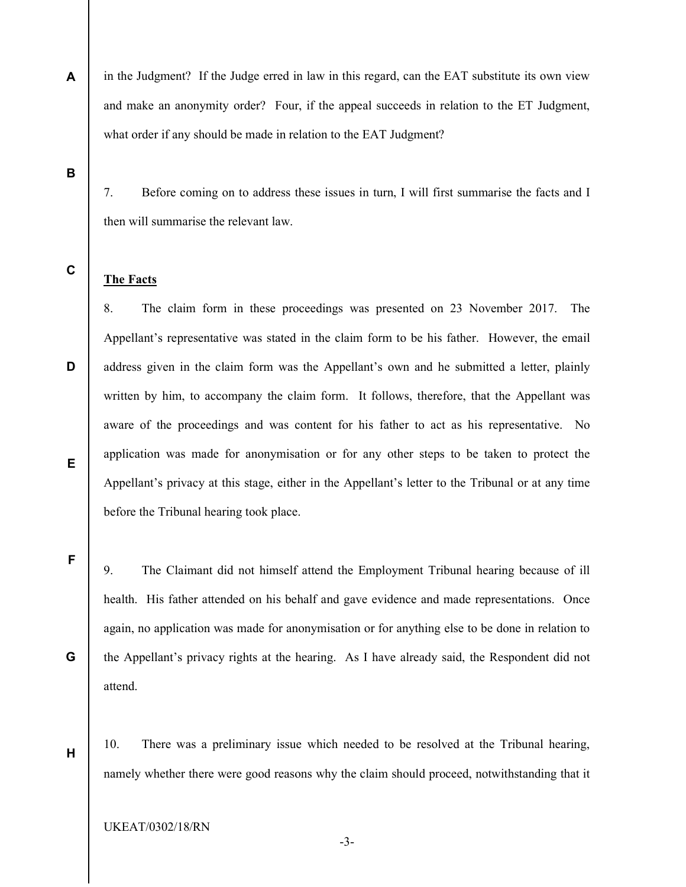in the Judgment? If the Judge erred in law in this regard, can the EAT substitute its own view and make an anonymity order? Four, if the appeal succeeds in relation to the ET Judgment, what order if any should be made in relation to the EAT Judgment?

7. Before coming on to address these issues in turn, I will first summarise the facts and I then will summarise the relevant law.

**The Facts**

8. The claim form in these proceedings was presented on 23 November 2017. The Appellant's representative was stated in the claim form to be his father. However, the email address given in the claim form was the Appellant's own and he submitted a letter, plainly written by him, to accompany the claim form. It follows, therefore, that the Appellant was aware of the proceedings and was content for his father to act as his representative. No application was made for anonymisation or for any other steps to be taken to protect the Appellant's privacy at this stage, either in the Appellant's letter to the Tribunal or at any time before the Tribunal hearing took place.

9. The Claimant did not himself attend the Employment Tribunal hearing because of ill health. His father attended on his behalf and gave evidence and made representations. Once again, no application was made for anonymisation or for anything else to be done in relation to the Appellant's privacy rights at the hearing. As I have already said, the Respondent did not attend.

10. There was a preliminary issue which needed to be resolved at the Tribunal hearing, namely whether there were good reasons why the claim should proceed, notwithstanding that it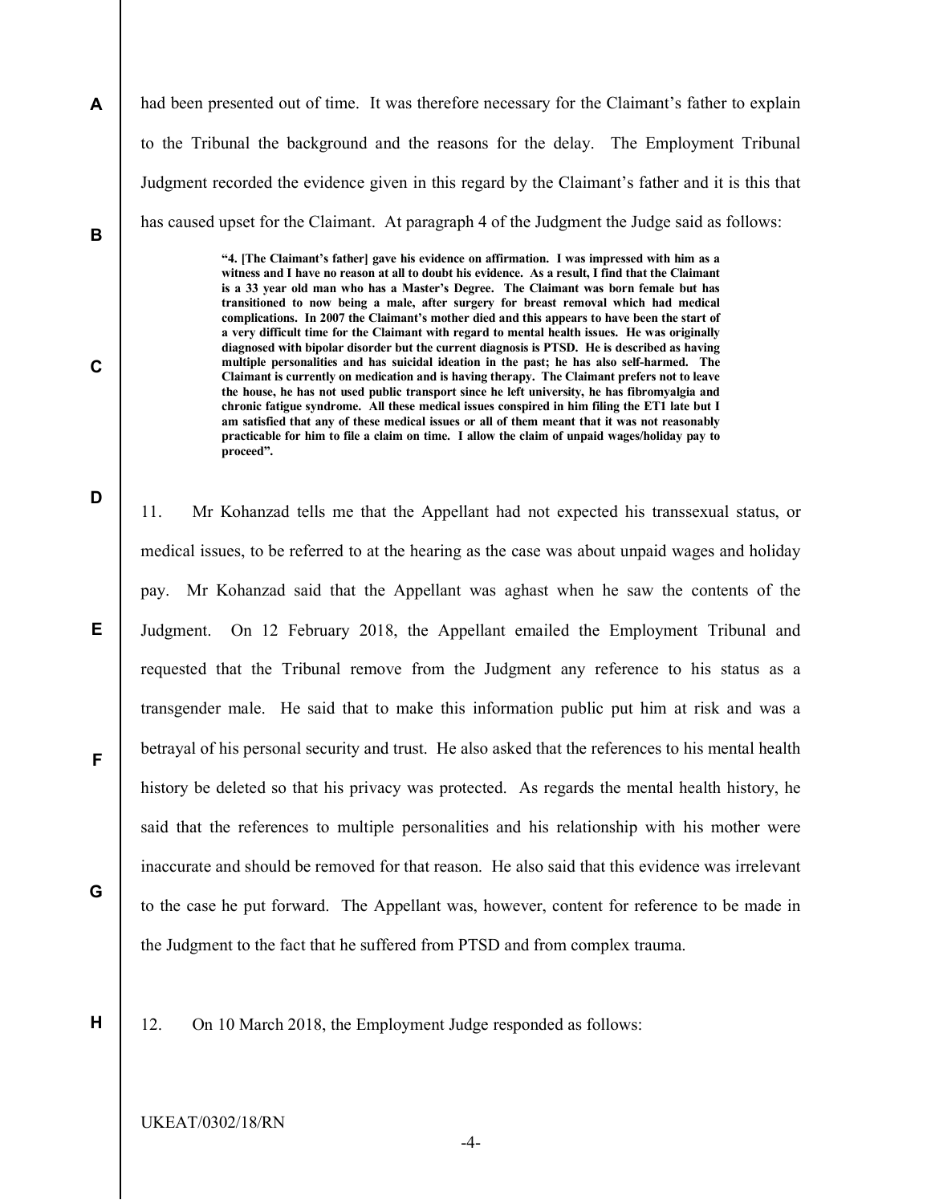had been presented out of time. It was therefore necessary for the Claimant's father to explain to the Tribunal the background and the reasons for the delay. The Employment Tribunal Judgment recorded the evidence given in this regard by the Claimant's father and it is this that has caused upset for the Claimant. At paragraph 4 of the Judgment the Judge said as follows:

> **"4. [The Claimant's father] gave his evidence on affirmation. I was impressed with him as a witness and I have no reason at all to doubt his evidence. As a result, I find that the Claimant is a 33 year old man who has a Master's Degree. The Claimant was born female but has transitioned to now being a male, after surgery for breast removal which had medical complications. In 2007 the Claimant's mother died and this appears to have been the start of a very difficult time for the Claimant with regard to mental health issues. He was originally diagnosed with bipolar disorder but the current diagnosis is PTSD. He is described as having multiple personalities and has suicidal ideation in the past; he has also self-harmed. The Claimant is currently on medication and is having therapy. The Claimant prefers not to leave the house, he has not used public transport since he left university, he has fibromyalgia and chronic fatigue syndrome. All these medical issues conspired in him filing the ET1 late but I am satisfied that any of these medical issues or all of them meant that it was not reasonably practicable for him to file a claim on time. I allow the claim of unpaid wages/holiday pay to proceed".**

11. Mr Kohanzad tells me that the Appellant had not expected his transsexual status, or medical issues, to be referred to at the hearing as the case was about unpaid wages and holiday pay. Mr Kohanzad said that the Appellant was aghast when he saw the contents of the Judgment. On 12 February 2018, the Appellant emailed the Employment Tribunal and requested that the Tribunal remove from the Judgment any reference to his status as a transgender male. He said that to make this information public put him at risk and was a betrayal of his personal security and trust. He also asked that the references to his mental health history be deleted so that his privacy was protected. As regards the mental health history, he said that the references to multiple personalities and his relationship with his mother were inaccurate and should be removed for that reason. He also said that this evidence was irrelevant to the case he put forward. The Appellant was, however, content for reference to be made in the Judgment to the fact that he suffered from PTSD and from complex trauma.

12. On 10 March 2018, the Employment Judge responded as follows: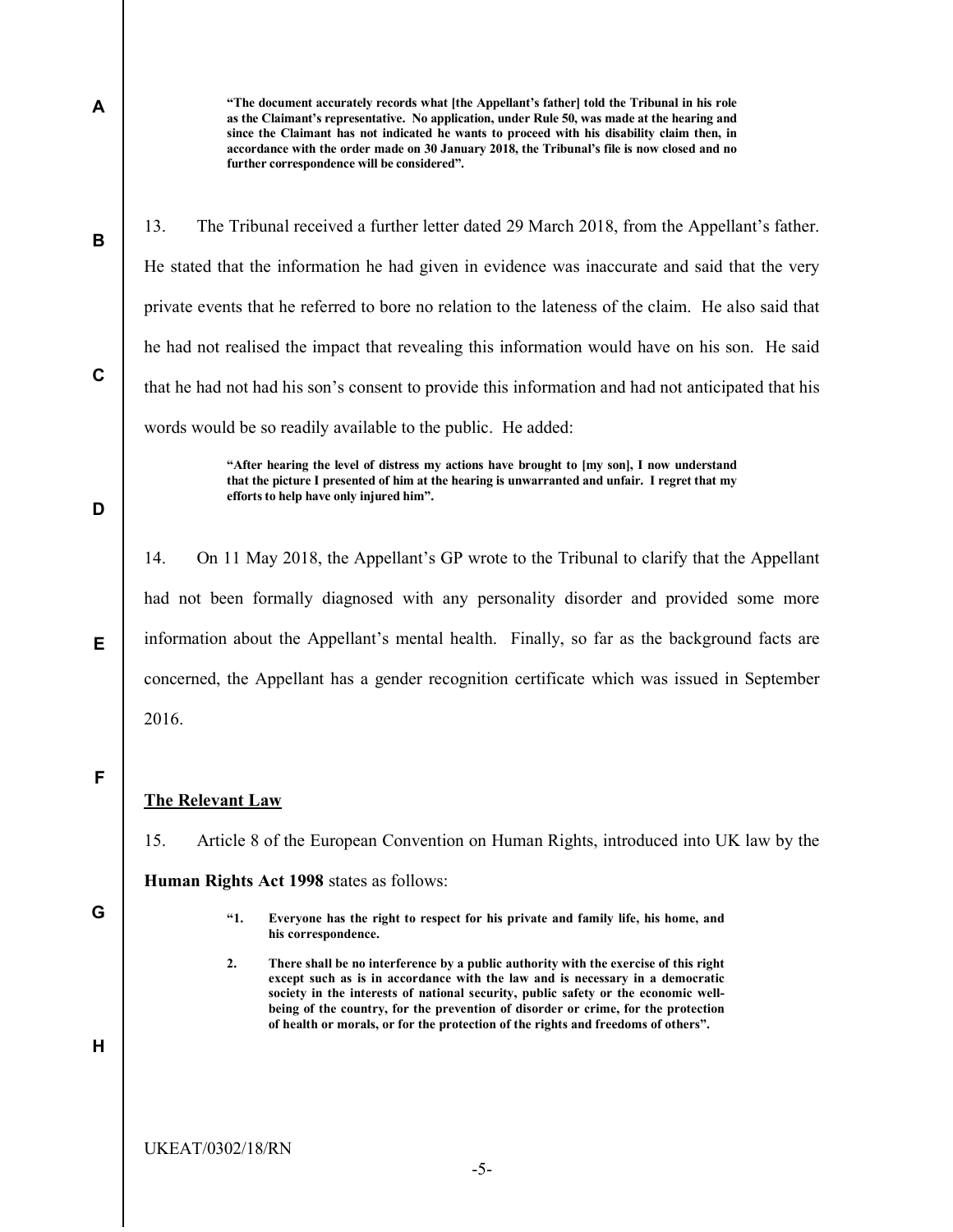> **"The document accurately records what [the Appellant's father] told the Tribunal in his role as the Claimant's representative. No application, under Rule 50, was made at the hearing and since the Claimant has not indicated he wants to proceed with his disability claim then, in accordance with the order made on 30 January 2018, the Tribunal's file is now closed and no further correspondence will be considered".**

13. The Tribunal received a further letter dated 29 March 2018, from the Appellant's father. He stated that the information he had given in evidence was inaccurate and said that the very private events that he referred to bore no relation to the lateness of the claim. He also said that he had not realised the impact that revealing this information would have on his son. He said that he had not had his son's consent to provide this information and had not anticipated that his words would be so readily available to the public. He added:

> **"After hearing the level of distress my actions have brought to [my son], I now understand that the picture I presented of him at the hearing is unwarranted and unfair. I regret that my efforts to help have only injured him".**

14. On 11 May 2018, the Appellant's GP wrote to the Tribunal to clarify that the Appellant had not been formally diagnosed with any personality disorder and provided some more information about the Appellant's mental health. Finally, so far as the background facts are concerned, the Appellant has a gender recognition certificate which was issued in September 2016.

## The Relevant Law

15. Article 8 of the European Convention on Human Rights, introduced into UK law by the **Human Rights Act 1998** states as follows:

> **"1. Everyone has the right to respect for his private and family life, his home, and his correspondence.**
>
> **2. There shall be no interference by a public authority with the exercise of this right except such as is in accordance with the law and is necessary in a democratic society in the interests of national security, public safety or the economic well-being of the country, for the prevention of disorder or crime, for the protection of health or morals, or for the protection of the rights and freedoms of others".**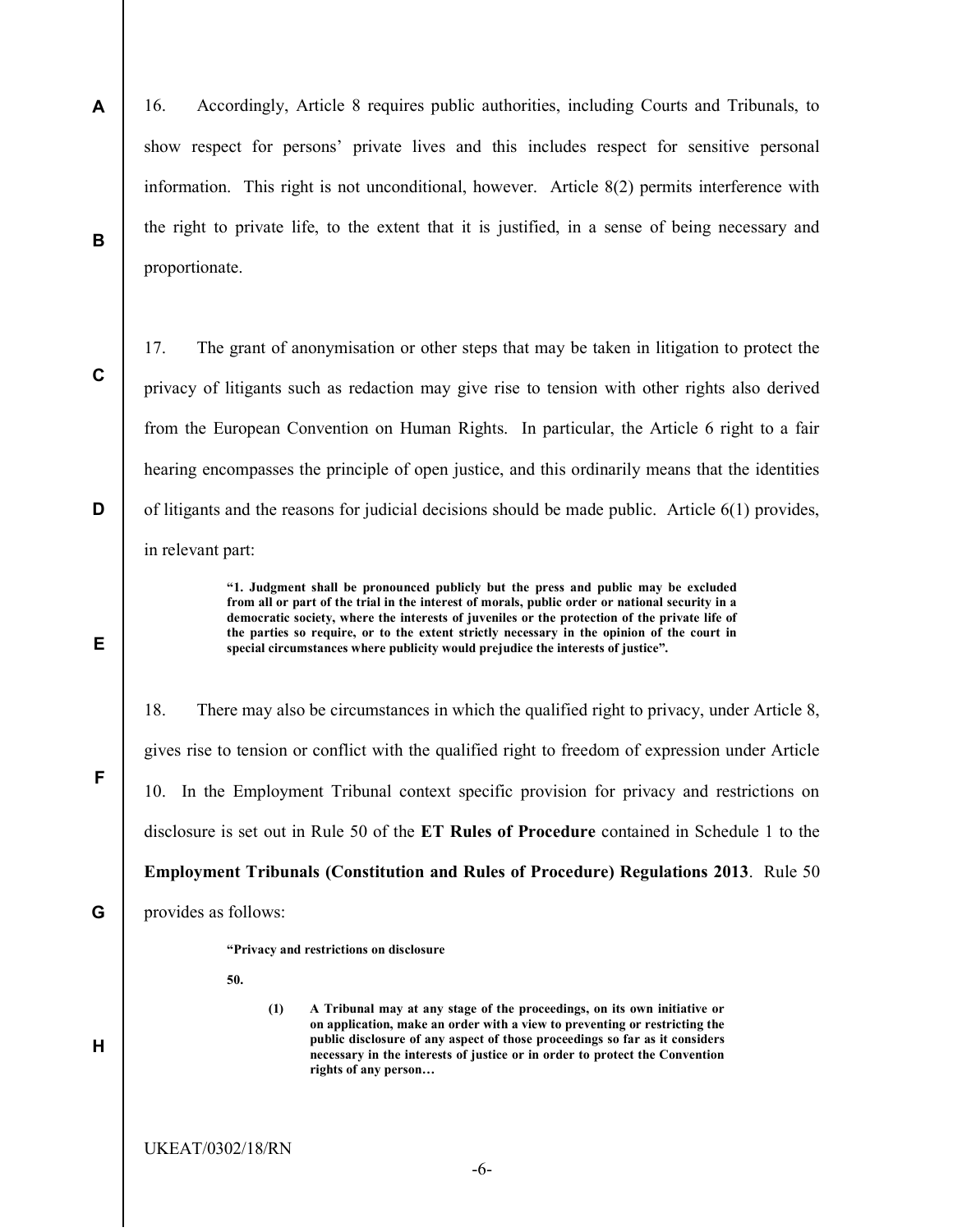16. Accordingly, Article 8 requires public authorities, including Courts and Tribunals, to show respect for persons' private lives and this includes respect for sensitive personal information. This right is not unconditional, however. Article 8(2) permits interference with the right to private life, to the extent that it is justified, in a sense of being necessary and proportionate.

17. The grant of anonymisation or other steps that may be taken in litigation to protect the privacy of litigants such as redaction may give rise to tension with other rights also derived from the European Convention on Human Rights. In particular, the Article 6 right to a fair hearing encompasses the principle of open justice, and this ordinarily means that the identities of litigants and the reasons for judicial decisions should be made public. Article 6(1) provides, in relevant part:

> **"1. Judgment shall be pronounced publicly but the press and public may be excluded from all or part of the trial in the interest of morals, public order or national security in a democratic society, where the interests of juveniles or the protection of the private life of the parties so require, or to the extent strictly necessary in the opinion of the court in special circumstances where publicity would prejudice the interests of justice".**

18. There may also be circumstances in which the qualified right to privacy, under Article 8, gives rise to tension or conflict with the qualified right to freedom of expression under Article 10. In the Employment Tribunal context specific provision for privacy and restrictions on disclosure is set out in Rule 50 of the **ET Rules of Procedure** contained in Schedule 1 to the **Employment Tribunals (Constitution and Rules of Procedure) Regulations 2013**. Rule 50 provides as follows:

> **"Privacy and restrictions on disclosure**
>
> **50.**
>
> **(1) A Tribunal may at any stage of the proceedings, on its own initiative or on application, make an order with a view to preventing or restricting the public disclosure of any aspect of those proceedings so far as it considers necessary in the interests of justice or in order to protect the Convention rights of any person…**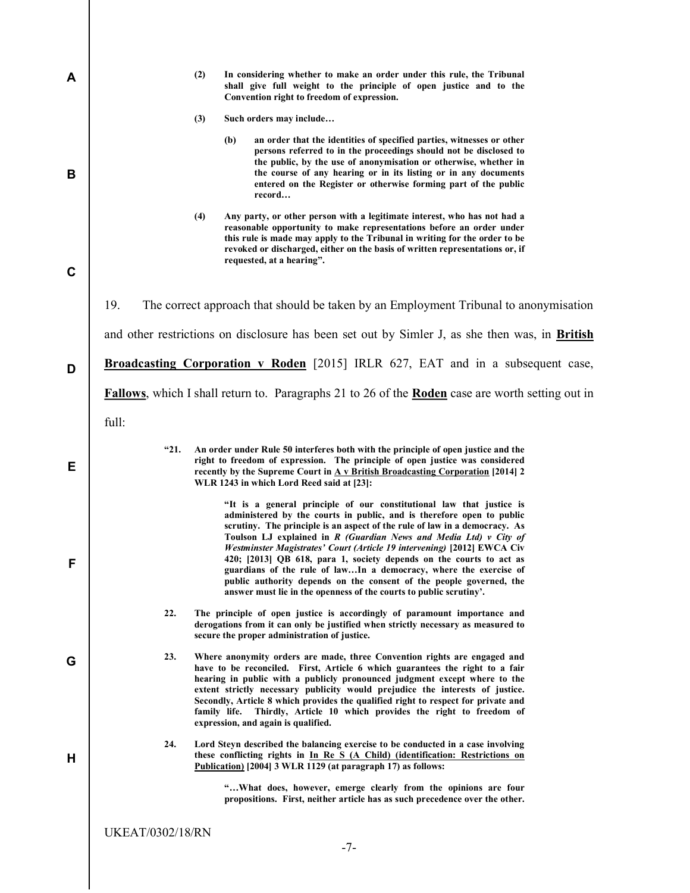> **(2) In considering whether to make an order under this rule, the Tribunal shall give full weight to the principle of open justice and to the Convention right to freedom of expression.**
>
> **(3) Such orders may include…**
>
> > **(b) an order that the identities of specified parties, witnesses or other persons referred to in the proceedings should not be disclosed to the public, by the use of anonymisation or otherwise, whether in the course of any hearing or in its listing or in any documents entered on the Register or otherwise forming part of the public record…**
>
> **(4) Any party, or other person with a legitimate interest, who has not had a reasonable opportunity to make representations before an order under this rule is made may apply to the Tribunal in writing for the order to be revoked or discharged, either on the basis of written representations or, if requested, at a hearing".**

19. The correct approach that should be taken by an Employment Tribunal to anonymisation and other restrictions on disclosure has been set out by Simler J, as she then was, in **British Broadcasting Corporation v Roden** [2015] IRLR 627, EAT and in a subsequent case, **Fallows**, which I shall return to. Paragraphs 21 to 26 of the **Roden** case are worth setting out in full:

> **"21. An order under Rule 50 interferes both with the principle of open justice and the right to freedom of expression. The principle of open justice was considered recently by the Supreme Court in A v British Broadcasting Corporation [2014] 2 WLR 1243 in which Lord Reed said at [23]:**
>
> > **"It is a general principle of our constitutional law that justice is administered by the courts in public, and is therefore open to public scrutiny. The principle is an aspect of the rule of law in a democracy. As Toulson LJ explained in *R (Guardian News and Media Ltd) v City of Westminster Magistrates' Court (Article 19 intervening)* [2012] EWCA Civ 420; [2013] QB 618, para 1, society depends on the courts to act as guardians of the rule of law…In a democracy, where the exercise of public authority depends on the consent of the people governed, the answer must lie in the openness of the courts to public scrutiny'.**
>
> **22. The principle of open justice is accordingly of paramount importance and derogations from it can only be justified when strictly necessary as measured to secure the proper administration of justice.**
>
> **23. Where anonymity orders are made, three Convention rights are engaged and have to be reconciled. First, Article 6 which guarantees the right to a fair hearing in public with a publicly pronounced judgment except where to the extent strictly necessary publicity would prejudice the interests of justice. Secondly, Article 8 which provides the qualified right to respect for private and family life. Thirdly, Article 10 which provides the right to freedom of expression, and again is qualified.**
>
> **24. Lord Steyn described the balancing exercise to be conducted in a case involving these conflicting rights in In Re S (A Child) (identification: Restrictions on Publication) [2004] 3 WLR 1129 (at paragraph 17) as follows:**
>
> > **"…What does, however, emerge clearly from the opinions are four propositions. First, neither article has as such precedence over the other.**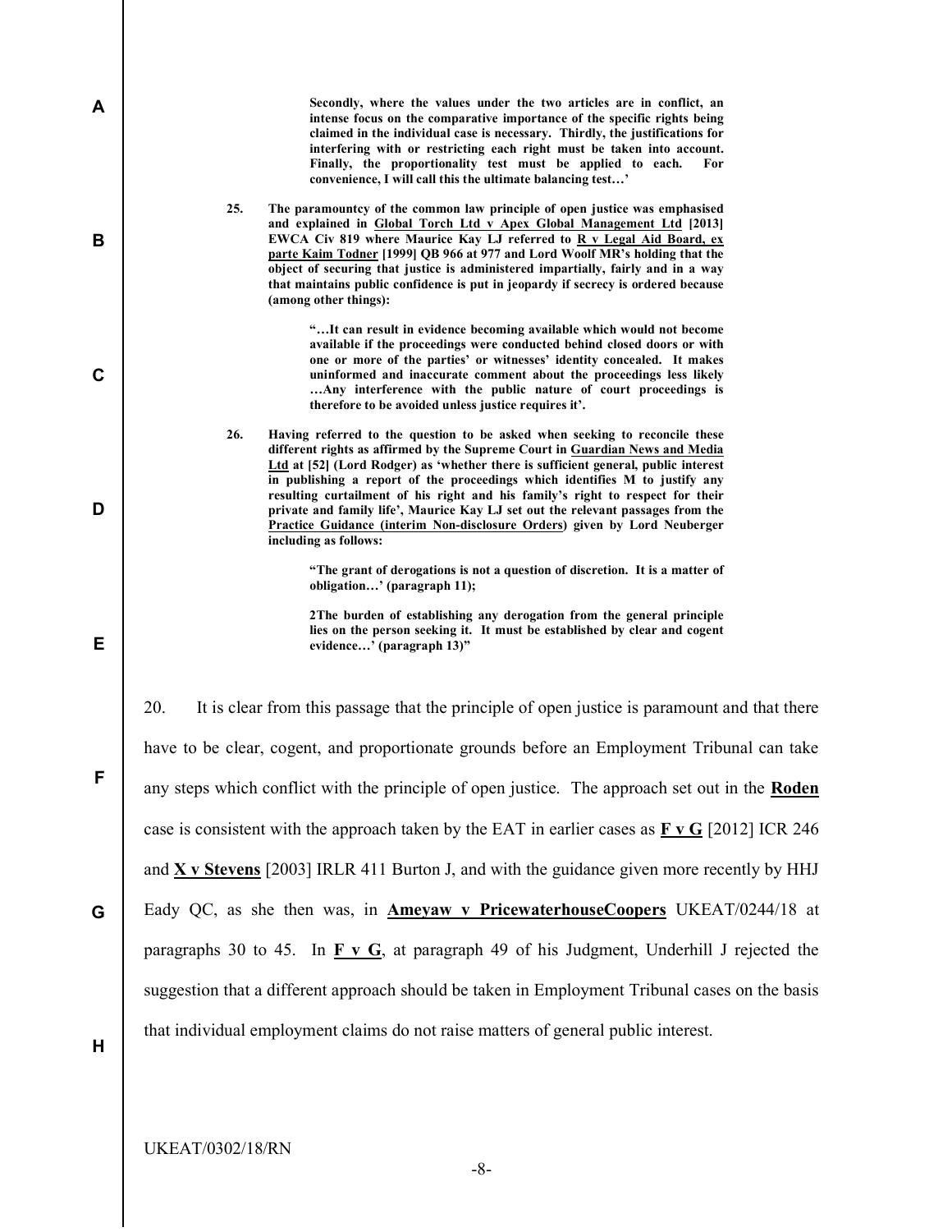**Secondly, where the values under the two articles are in conflict, an intense focus on the comparative importance of the specific rights being claimed in the individual case is necessary. Thirdly, the justifications for interfering with or restricting each right must be taken into account. Finally, the proportionality test must be applied to each. For convenience, I will call this the ultimate balancing test…'**

**25. The paramountcy of the common law principle of open justice was emphasised and explained in <u>Global Torch Ltd v Apex Global Management Ltd</u> [2013] EWCA Civ 819 where Maurice Kay LJ referred to <u>R v Legal Aid Board, ex parte Kaim Todner</u> [1999] QB 966 at 977 and Lord Woolf MR's holding that the object of securing that justice is administered impartially, fairly and in a way that maintains public confidence is put in jeopardy if secrecy is ordered because (among other things):**

> **"…It can result in evidence becoming available which would not become available if the proceedings were conducted behind closed doors or with one or more of the parties' or witnesses' identity concealed. It makes uninformed and inaccurate comment about the proceedings less likely …Any interference with the public nature of court proceedings is therefore to be avoided unless justice requires it'.**

**26. Having referred to the question to be asked when seeking to reconcile these different rights as affirmed by the Supreme Court in <u>Guardian News and Media Ltd</u> at [52] (Lord Rodger) as 'whether there is sufficient general, public interest in publishing a report of the proceedings which identifies M to justify any resulting curtailment of his right and his family's right to respect for their private and family life', Maurice Kay LJ set out the relevant passages from the <u>Practice Guidance (interim Non-disclosure Orders</u>) given by Lord Neuberger including as follows:**

> **"The grant of derogations is not a question of discretion. It is a matter of obligation…' (paragraph 11);**
>
> **2The burden of establishing any derogation from the general principle lies on the person seeking it. It must be established by clear and cogent evidence…' (paragraph 13)"**

20. It is clear from this passage that the principle of open justice is paramount and that there have to be clear, cogent, and proportionate grounds before an Employment Tribunal can take any steps which conflict with the principle of open justice. The approach set out in the **<u>Roden</u>** case is consistent with the approach taken by the EAT in earlier cases as **<u>F v G</u>** [2012] ICR 246 and **<u>X v Stevens</u>** [2003] IRLR 411 Burton J, and with the guidance given more recently by HHJ Eady QC, as she then was, in **<u>Ameyaw v PricewaterhouseCoopers</u>** UKEAT/0244/18 at paragraphs 30 to 45. In **<u>F v G</u>**, at paragraph 49 of his Judgment, Underhill J rejected the suggestion that a different approach should be taken in Employment Tribunal cases on the basis that individual employment claims do not raise matters of general public interest.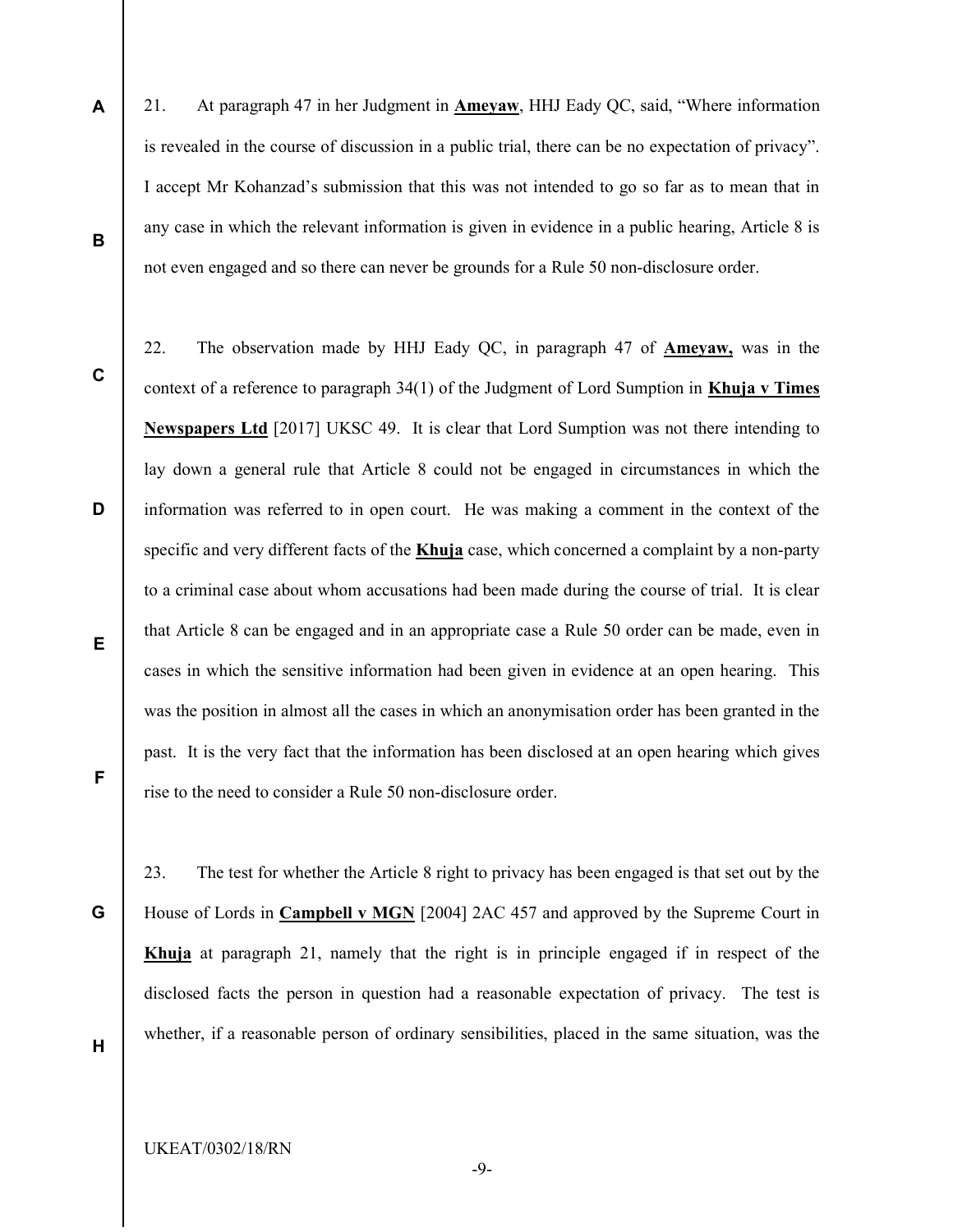21. At paragraph 47 in her Judgment in **Ameyaw**, HHJ Eady QC, said, "Where information is revealed in the course of discussion in a public trial, there can be no expectation of privacy". I accept Mr Kohanzad's submission that this was not intended to go so far as to mean that in any case in which the relevant information is given in evidence in a public hearing, Article 8 is not even engaged and so there can never be grounds for a Rule 50 non-disclosure order.

22. The observation made by HHJ Eady QC, in paragraph 47 of **Ameyaw,** was in the context of a reference to paragraph 34(1) of the Judgment of Lord Sumption in **Khuja v Times Newspapers Ltd** [2017] UKSC 49. It is clear that Lord Sumption was not there intending to lay down a general rule that Article 8 could not be engaged in circumstances in which the information was referred to in open court. He was making a comment in the context of the specific and very different facts of the **Khuja** case, which concerned a complaint by a non-party to a criminal case about whom accusations had been made during the course of trial. It is clear that Article 8 can be engaged and in an appropriate case a Rule 50 order can be made, even in cases in which the sensitive information had been given in evidence at an open hearing. This was the position in almost all the cases in which an anonymisation order has been granted in the past. It is the very fact that the information has been disclosed at an open hearing which gives rise to the need to consider a Rule 50 non-disclosure order.

23. The test for whether the Article 8 right to privacy has been engaged is that set out by the House of Lords in **Campbell v MGN** [2004] 2AC 457 and approved by the Supreme Court in **Khuja** at paragraph 21, namely that the right is in principle engaged if in respect of the disclosed facts the person in question had a reasonable expectation of privacy. The test is whether, if a reasonable person of ordinary sensibilities, placed in the same situation, was the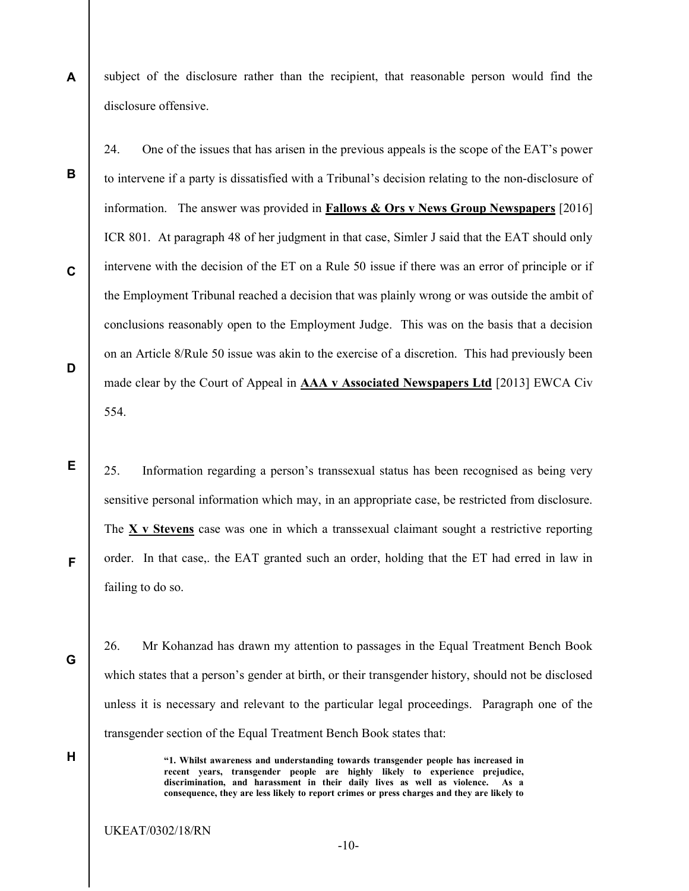subject of the disclosure rather than the recipient, that reasonable person would find the disclosure offensive.

24. One of the issues that has arisen in the previous appeals is the scope of the EAT's power to intervene if a party is dissatisfied with a Tribunal's decision relating to the non-disclosure of information. The answer was provided in **Fallows & Ors v News Group Newspapers** [2016] ICR 801. At paragraph 48 of her judgment in that case, Simler J said that the EAT should only intervene with the decision of the ET on a Rule 50 issue if there was an error of principle or if the Employment Tribunal reached a decision that was plainly wrong or was outside the ambit of conclusions reasonably open to the Employment Judge. This was on the basis that a decision on an Article 8/Rule 50 issue was akin to the exercise of a discretion. This had previously been made clear by the Court of Appeal in **AAA v Associated Newspapers Ltd** [2013] EWCA Civ 554.

25. Information regarding a person's transsexual status has been recognised as being very sensitive personal information which may, in an appropriate case, be restricted from disclosure. The **X v Stevens** case was one in which a transsexual claimant sought a restrictive reporting order. In that case,. the EAT granted such an order, holding that the ET had erred in law in failing to do so.

26. Mr Kohanzad has drawn my attention to passages in the Equal Treatment Bench Book which states that a person's gender at birth, or their transgender history, should not be disclosed unless it is necessary and relevant to the particular legal proceedings. Paragraph one of the transgender section of the Equal Treatment Bench Book states that:

> **"1. Whilst awareness and understanding towards transgender people has increased in recent years, transgender people are highly likely to experience prejudice, discrimination, and harassment in their daily lives as well as violence. As a consequence, they are less likely to report crimes or press charges and they are likely to**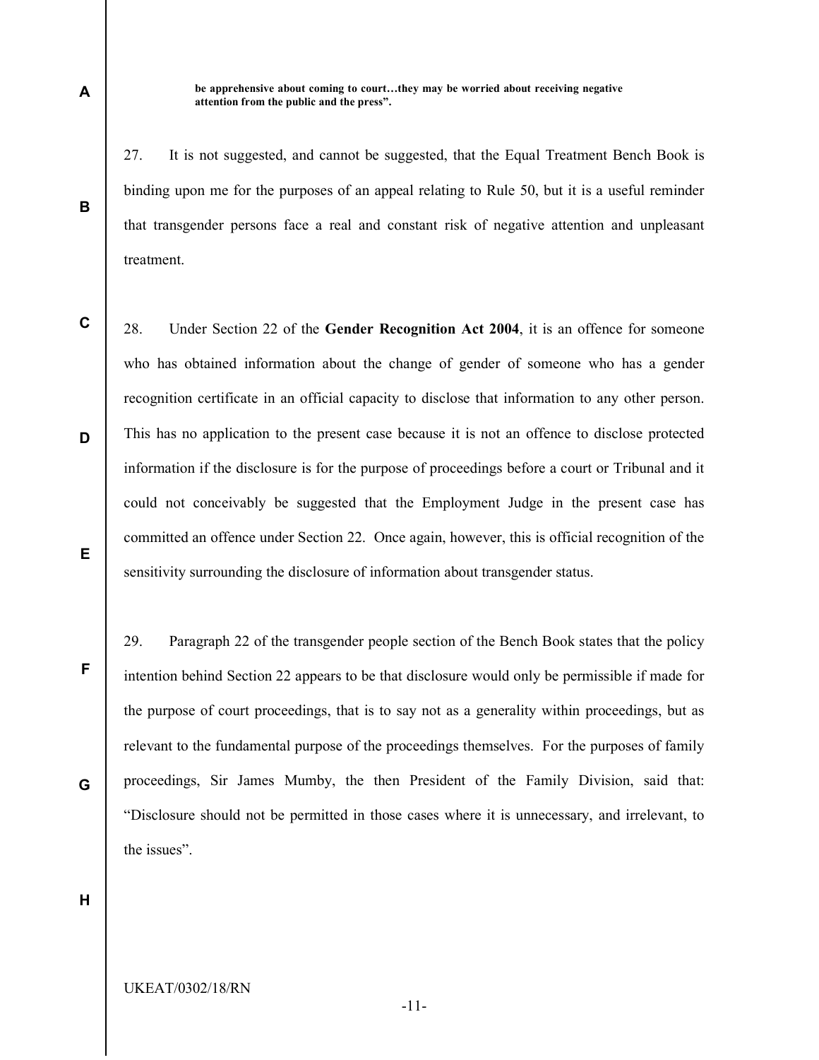**be apprehensive about coming to court…they may be worried about receiving negative attention from the public and the press".**

27. It is not suggested, and cannot be suggested, that the Equal Treatment Bench Book is binding upon me for the purposes of an appeal relating to Rule 50, but it is a useful reminder that transgender persons face a real and constant risk of negative attention and unpleasant treatment.

28. Under Section 22 of the **Gender Recognition Act 2004**, it is an offence for someone who has obtained information about the change of gender of someone who has a gender recognition certificate in an official capacity to disclose that information to any other person. This has no application to the present case because it is not an offence to disclose protected information if the disclosure is for the purpose of proceedings before a court or Tribunal and it could not conceivably be suggested that the Employment Judge in the present case has committed an offence under Section 22. Once again, however, this is official recognition of the sensitivity surrounding the disclosure of information about transgender status.

29. Paragraph 22 of the transgender people section of the Bench Book states that the policy intention behind Section 22 appears to be that disclosure would only be permissible if made for the purpose of court proceedings, that is to say not as a generality within proceedings, but as relevant to the fundamental purpose of the proceedings themselves. For the purposes of family proceedings, Sir James Mumby, the then President of the Family Division, said that: "Disclosure should not be permitted in those cases where it is unnecessary, and irrelevant, to the issues".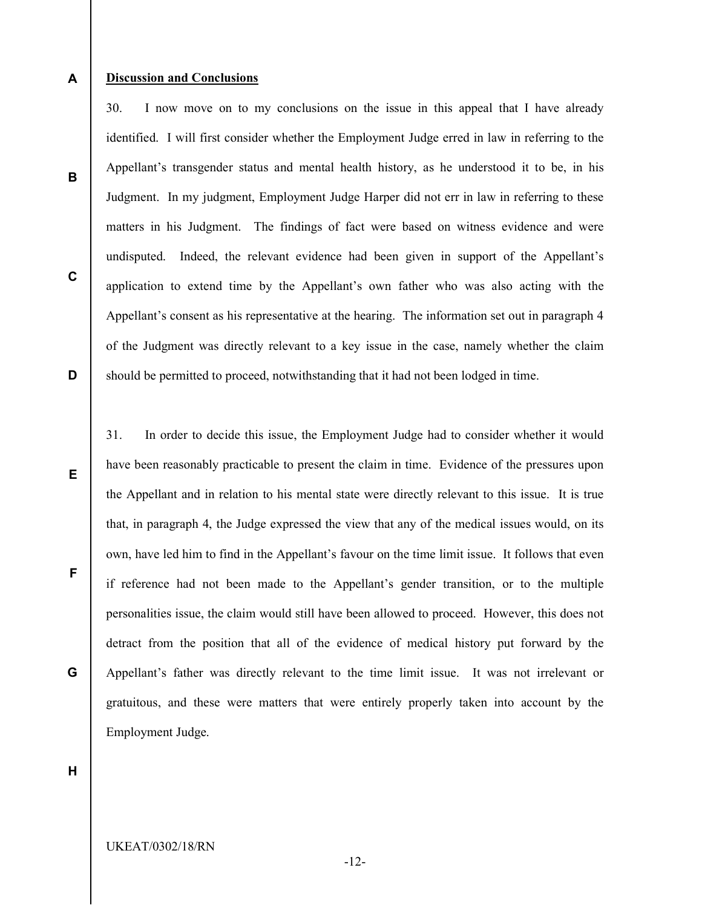**Discussion and Conclusions**

30. I now move on to my conclusions on the issue in this appeal that I have already identified. I will first consider whether the Employment Judge erred in law in referring to the Appellant's transgender status and mental health history, as he understood it to be, in his Judgment. In my judgment, Employment Judge Harper did not err in law in referring to these matters in his Judgment. The findings of fact were based on witness evidence and were undisputed. Indeed, the relevant evidence had been given in support of the Appellant's application to extend time by the Appellant's own father who was also acting with the Appellant's consent as his representative at the hearing. The information set out in paragraph 4 of the Judgment was directly relevant to a key issue in the case, namely whether the claim should be permitted to proceed, notwithstanding that it had not been lodged in time.

31. In order to decide this issue, the Employment Judge had to consider whether it would have been reasonably practicable to present the claim in time. Evidence of the pressures upon the Appellant and in relation to his mental state were directly relevant to this issue. It is true that, in paragraph 4, the Judge expressed the view that any of the medical issues would, on its own, have led him to find in the Appellant's favour on the time limit issue. It follows that even if reference had not been made to the Appellant's gender transition, or to the multiple personalities issue, the claim would still have been allowed to proceed. However, this does not detract from the position that all of the evidence of medical history put forward by the Appellant's father was directly relevant to the time limit issue. It was not irrelevant or gratuitous, and these were matters that were entirely properly taken into account by the Employment Judge.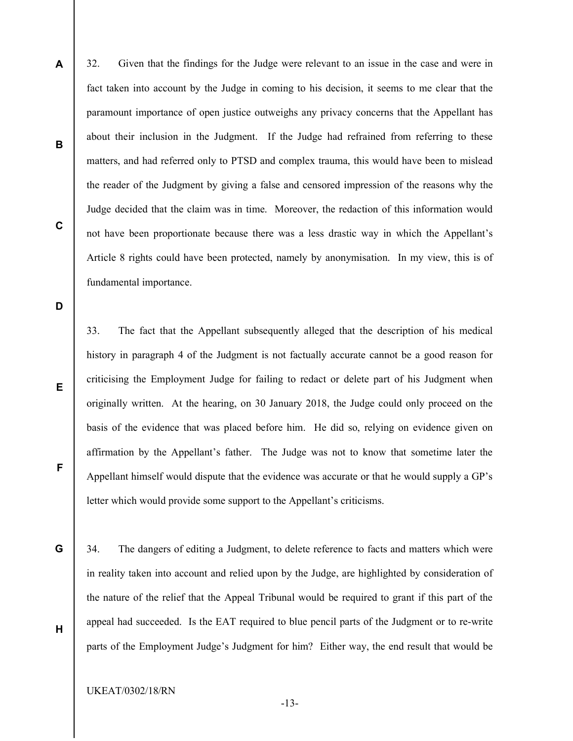32. Given that the findings for the Judge were relevant to an issue in the case and were in fact taken into account by the Judge in coming to his decision, it seems to me clear that the paramount importance of open justice outweighs any privacy concerns that the Appellant has about their inclusion in the Judgment. If the Judge had refrained from referring to these matters, and had referred only to PTSD and complex trauma, this would have been to mislead the reader of the Judgment by giving a false and censored impression of the reasons why the Judge decided that the claim was in time. Moreover, the redaction of this information would not have been proportionate because there was a less drastic way in which the Appellant's Article 8 rights could have been protected, namely by anonymisation. In my view, this is of fundamental importance.

33. The fact that the Appellant subsequently alleged that the description of his medical history in paragraph 4 of the Judgment is not factually accurate cannot be a good reason for criticising the Employment Judge for failing to redact or delete part of his Judgment when originally written. At the hearing, on 30 January 2018, the Judge could only proceed on the basis of the evidence that was placed before him. He did so, relying on evidence given on affirmation by the Appellant's father. The Judge was not to know that sometime later the Appellant himself would dispute that the evidence was accurate or that he would supply a GP's letter which would provide some support to the Appellant's criticisms.

34. The dangers of editing a Judgment, to delete reference to facts and matters which were in reality taken into account and relied upon by the Judge, are highlighted by consideration of the nature of the relief that the Appeal Tribunal would be required to grant if this part of the appeal had succeeded. Is the EAT required to blue pencil parts of the Judgment or to re-write parts of the Employment Judge's Judgment for him? Either way, the end result that would be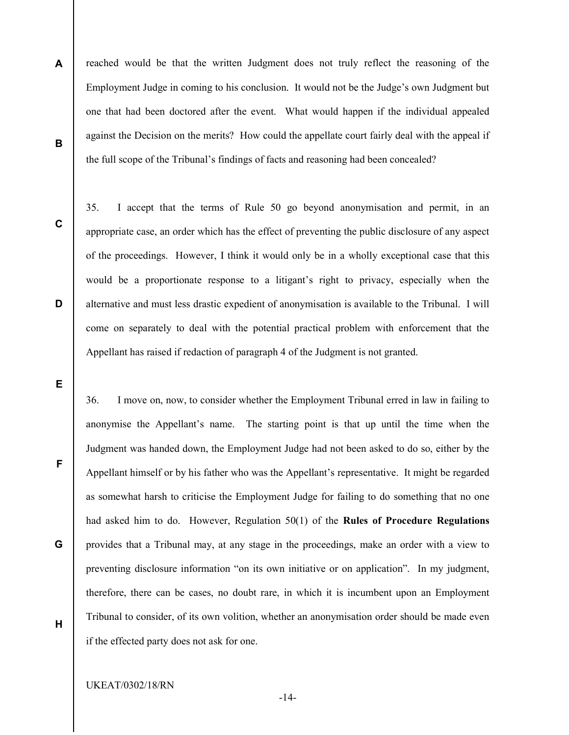reached would be that the written Judgment does not truly reflect the reasoning of the Employment Judge in coming to his conclusion. It would not be the Judge's own Judgment but one that had been doctored after the event. What would happen if the individual appealed against the Decision on the merits? How could the appellate court fairly deal with the appeal if the full scope of the Tribunal's findings of facts and reasoning had been concealed?

35. I accept that the terms of Rule 50 go beyond anonymisation and permit, in an appropriate case, an order which has the effect of preventing the public disclosure of any aspect of the proceedings. However, I think it would only be in a wholly exceptional case that this would be a proportionate response to a litigant's right to privacy, especially when the alternative and must less drastic expedient of anonymisation is available to the Tribunal. I will come on separately to deal with the potential practical problem with enforcement that the Appellant has raised if redaction of paragraph 4 of the Judgment is not granted.

36. I move on, now, to consider whether the Employment Tribunal erred in law in failing to anonymise the Appellant's name. The starting point is that up until the time when the Judgment was handed down, the Employment Judge had not been asked to do so, either by the Appellant himself or by his father who was the Appellant's representative. It might be regarded as somewhat harsh to criticise the Employment Judge for failing to do something that no one had asked him to do. However, Regulation 50(1) of the **Rules of Procedure Regulations** provides that a Tribunal may, at any stage in the proceedings, make an order with a view to preventing disclosure information "on its own initiative or on application". In my judgment, therefore, there can be cases, no doubt rare, in which it is incumbent upon an Employment Tribunal to consider, of its own volition, whether an anonymisation order should be made even if the effected party does not ask for one.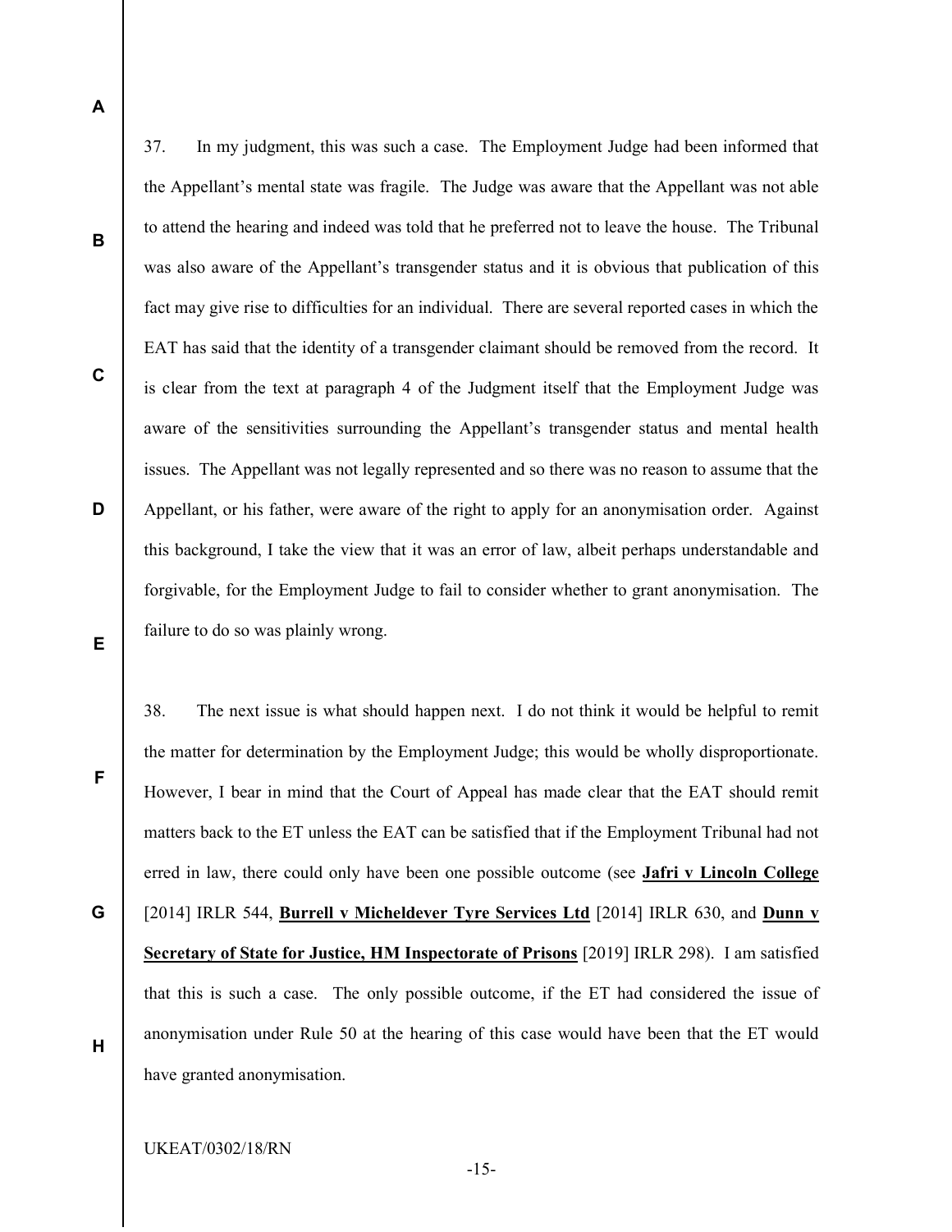37. In my judgment, this was such a case. The Employment Judge had been informed that the Appellant's mental state was fragile. The Judge was aware that the Appellant was not able to attend the hearing and indeed was told that he preferred not to leave the house. The Tribunal was also aware of the Appellant's transgender status and it is obvious that publication of this fact may give rise to difficulties for an individual. There are several reported cases in which the EAT has said that the identity of a transgender claimant should be removed from the record. It is clear from the text at paragraph 4 of the Judgment itself that the Employment Judge was aware of the sensitivities surrounding the Appellant's transgender status and mental health issues. The Appellant was not legally represented and so there was no reason to assume that the Appellant, or his father, were aware of the right to apply for an anonymisation order. Against this background, I take the view that it was an error of law, albeit perhaps understandable and forgivable, for the Employment Judge to fail to consider whether to grant anonymisation. The failure to do so was plainly wrong.

38. The next issue is what should happen next. I do not think it would be helpful to remit the matter for determination by the Employment Judge; this would be wholly disproportionate. However, I bear in mind that the Court of Appeal has made clear that the EAT should remit matters back to the ET unless the EAT can be satisfied that if the Employment Tribunal had not erred in law, there could only have been one possible outcome (see **Jafri v Lincoln College** [2014] IRLR 544, **Burrell v Micheldever Tyre Services Ltd** [2014] IRLR 630, and **Dunn v Secretary of State for Justice, HM Inspectorate of Prisons** [2019] IRLR 298). I am satisfied that this is such a case. The only possible outcome, if the ET had considered the issue of anonymisation under Rule 50 at the hearing of this case would have been that the ET would have granted anonymisation.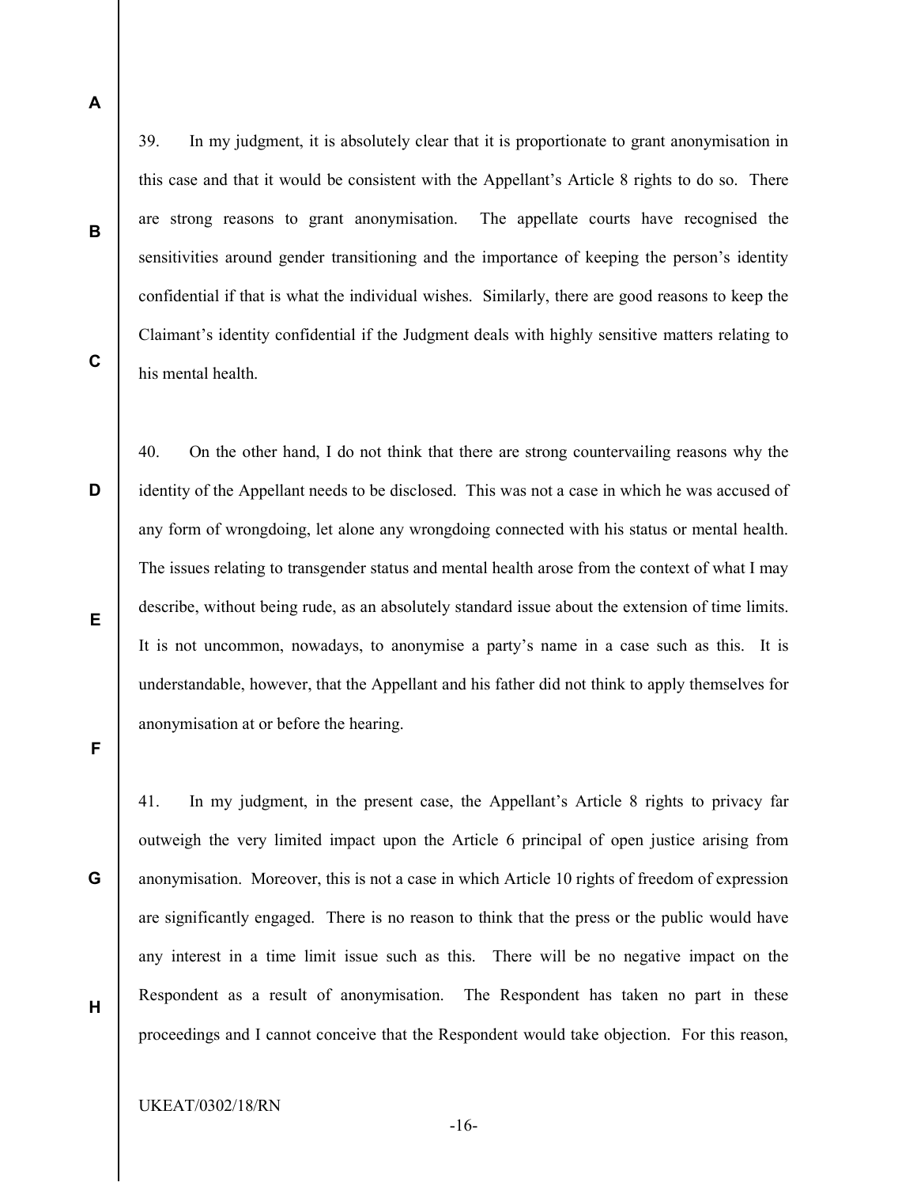39. In my judgment, it is absolutely clear that it is proportionate to grant anonymisation in this case and that it would be consistent with the Appellant's Article 8 rights to do so. There are strong reasons to grant anonymisation. The appellate courts have recognised the sensitivities around gender transitioning and the importance of keeping the person's identity confidential if that is what the individual wishes. Similarly, there are good reasons to keep the Claimant's identity confidential if the Judgment deals with highly sensitive matters relating to his mental health.

40. On the other hand, I do not think that there are strong countervailing reasons why the identity of the Appellant needs to be disclosed. This was not a case in which he was accused of any form of wrongdoing, let alone any wrongdoing connected with his status or mental health. The issues relating to transgender status and mental health arose from the context of what I may describe, without being rude, as an absolutely standard issue about the extension of time limits. It is not uncommon, nowadays, to anonymise a party's name in a case such as this. It is understandable, however, that the Appellant and his father did not think to apply themselves for anonymisation at or before the hearing.

41. In my judgment, in the present case, the Appellant's Article 8 rights to privacy far outweigh the very limited impact upon the Article 6 principal of open justice arising from anonymisation. Moreover, this is not a case in which Article 10 rights of freedom of expression are significantly engaged. There is no reason to think that the press or the public would have any interest in a time limit issue such as this. There will be no negative impact on the Respondent as a result of anonymisation. The Respondent has taken no part in these proceedings and I cannot conceive that the Respondent would take objection. For this reason,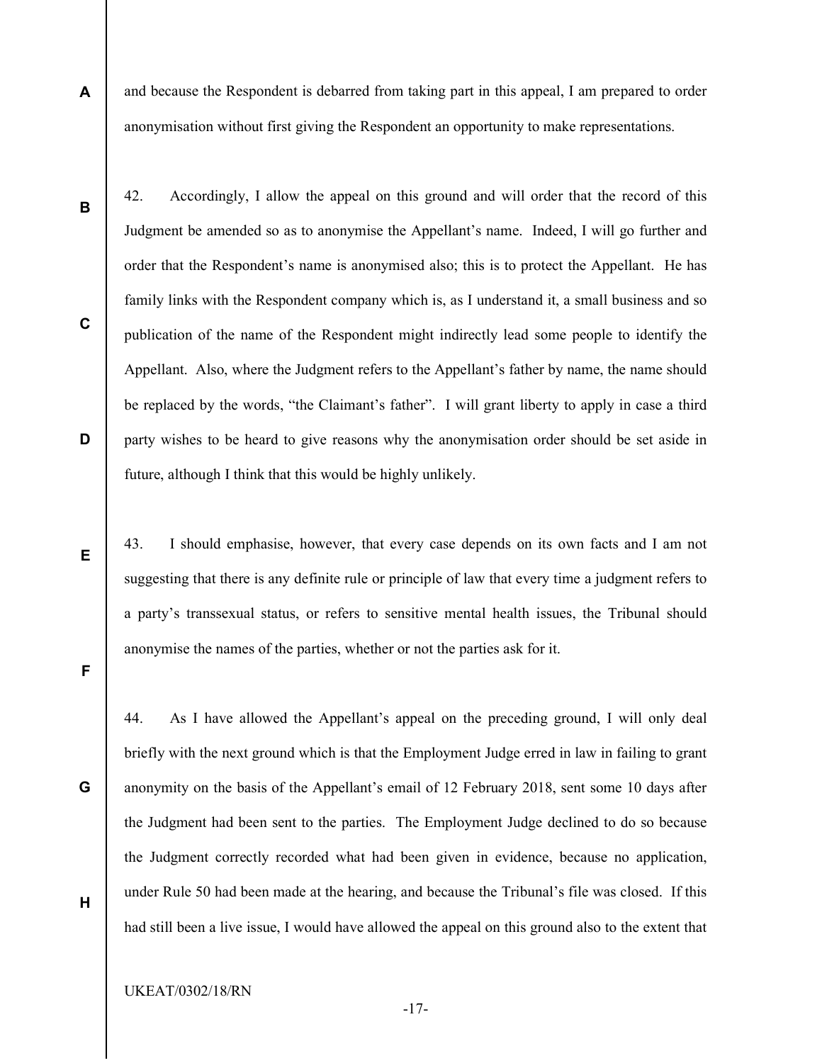and because the Respondent is debarred from taking part in this appeal, I am prepared to order anonymisation without first giving the Respondent an opportunity to make representations.

42. Accordingly, I allow the appeal on this ground and will order that the record of this Judgment be amended so as to anonymise the Appellant's name. Indeed, I will go further and order that the Respondent's name is anonymised also; this is to protect the Appellant. He has family links with the Respondent company which is, as I understand it, a small business and so publication of the name of the Respondent might indirectly lead some people to identify the Appellant. Also, where the Judgment refers to the Appellant's father by name, the name should be replaced by the words, "the Claimant's father". I will grant liberty to apply in case a third party wishes to be heard to give reasons why the anonymisation order should be set aside in future, although I think that this would be highly unlikely.

43. I should emphasise, however, that every case depends on its own facts and I am not suggesting that there is any definite rule or principle of law that every time a judgment refers to a party's transsexual status, or refers to sensitive mental health issues, the Tribunal should anonymise the names of the parties, whether or not the parties ask for it.

44. As I have allowed the Appellant's appeal on the preceding ground, I will only deal briefly with the next ground which is that the Employment Judge erred in law in failing to grant anonymity on the basis of the Appellant's email of 12 February 2018, sent some 10 days after the Judgment had been sent to the parties. The Employment Judge declined to do so because the Judgment correctly recorded what had been given in evidence, because no application, under Rule 50 had been made at the hearing, and because the Tribunal's file was closed. If this had still been a live issue, I would have allowed the appeal on this ground also to the extent that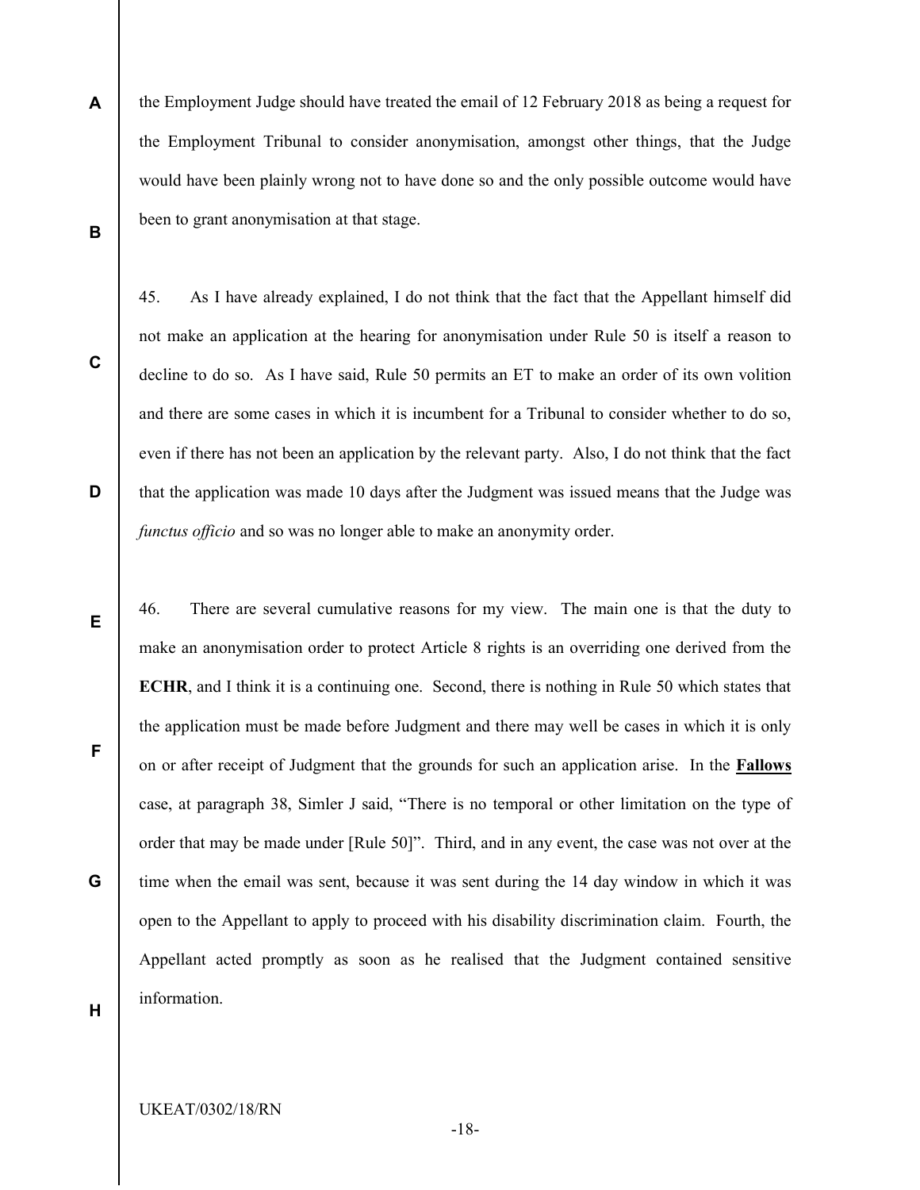the Employment Judge should have treated the email of 12 February 2018 as being a request for the Employment Tribunal to consider anonymisation, amongst other things, that the Judge would have been plainly wrong not to have done so and the only possible outcome would have been to grant anonymisation at that stage.

45. As I have already explained, I do not think that the fact that the Appellant himself did not make an application at the hearing for anonymisation under Rule 50 is itself a reason to decline to do so. As I have said, Rule 50 permits an ET to make an order of its own volition and there are some cases in which it is incumbent for a Tribunal to consider whether to do so, even if there has not been an application by the relevant party. Also, I do not think that the fact that the application was made 10 days after the Judgment was issued means that the Judge was *functus officio* and so was no longer able to make an anonymity order.

46. There are several cumulative reasons for my view. The main one is that the duty to make an anonymisation order to protect Article 8 rights is an overriding one derived from the **ECHR**, and I think it is a continuing one. Second, there is nothing in Rule 50 which states that the application must be made before Judgment and there may well be cases in which it is only on or after receipt of Judgment that the grounds for such an application arise. In the **Fallows** case, at paragraph 38, Simler J said, "There is no temporal or other limitation on the type of order that may be made under [Rule 50]". Third, and in any event, the case was not over at the time when the email was sent, because it was sent during the 14 day window in which it was open to the Appellant to apply to proceed with his disability discrimination claim. Fourth, the Appellant acted promptly as soon as he realised that the Judgment contained sensitive information.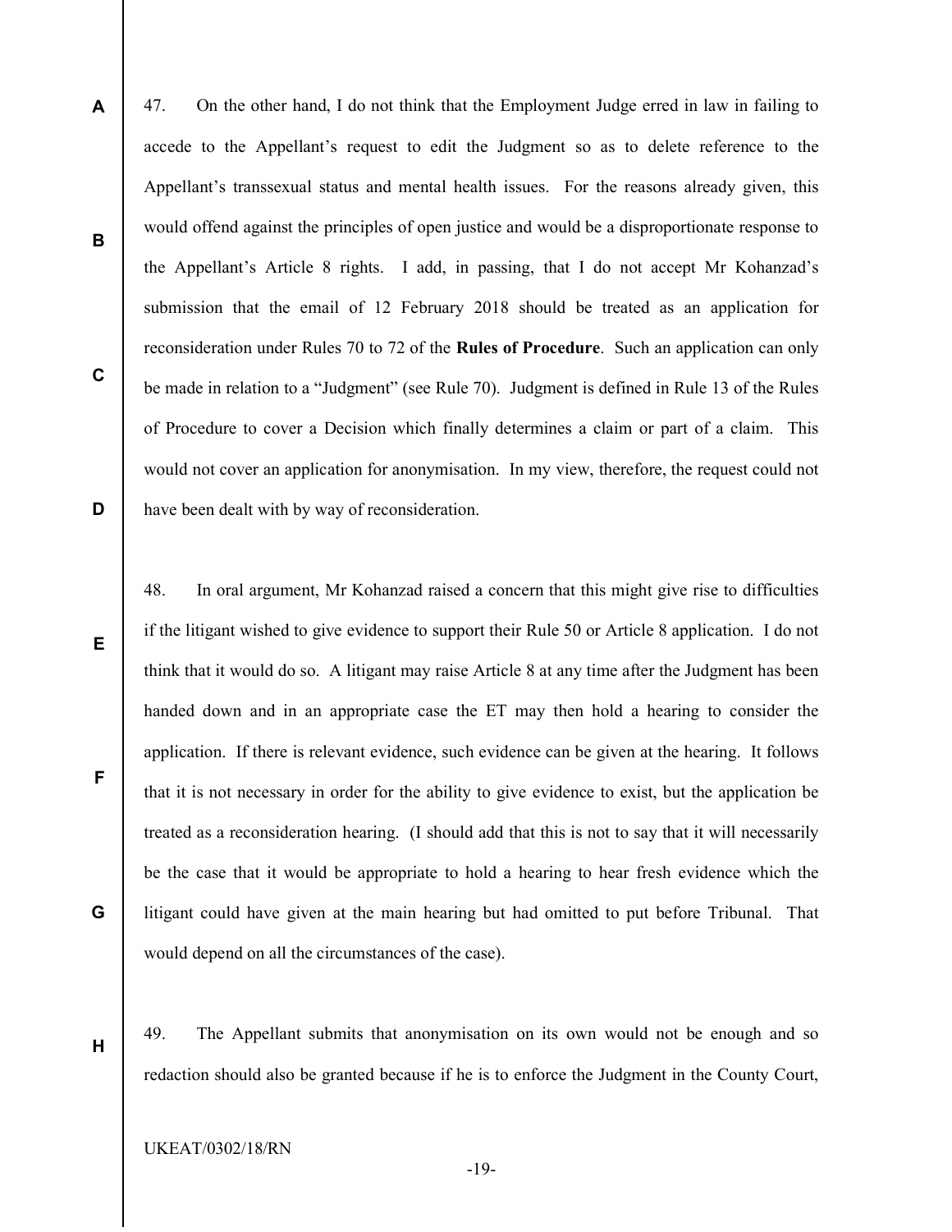47. On the other hand, I do not think that the Employment Judge erred in law in failing to accede to the Appellant's request to edit the Judgment so as to delete reference to the Appellant's transsexual status and mental health issues. For the reasons already given, this would offend against the principles of open justice and would be a disproportionate response to the Appellant's Article 8 rights. I add, in passing, that I do not accept Mr Kohanzad's submission that the email of 12 February 2018 should be treated as an application for reconsideration under Rules 70 to 72 of the **Rules of Procedure**. Such an application can only be made in relation to a "Judgment" (see Rule 70). Judgment is defined in Rule 13 of the Rules of Procedure to cover a Decision which finally determines a claim or part of a claim. This would not cover an application for anonymisation. In my view, therefore, the request could not have been dealt with by way of reconsideration.

48. In oral argument, Mr Kohanzad raised a concern that this might give rise to difficulties if the litigant wished to give evidence to support their Rule 50 or Article 8 application. I do not think that it would do so. A litigant may raise Article 8 at any time after the Judgment has been handed down and in an appropriate case the ET may then hold a hearing to consider the application. If there is relevant evidence, such evidence can be given at the hearing. It follows that it is not necessary in order for the ability to give evidence to exist, but the application be treated as a reconsideration hearing. (I should add that this is not to say that it will necessarily be the case that it would be appropriate to hold a hearing to hear fresh evidence which the litigant could have given at the main hearing but had omitted to put before Tribunal. That would depend on all the circumstances of the case).

49. The Appellant submits that anonymisation on its own would not be enough and so redaction should also be granted because if he is to enforce the Judgment in the County Court,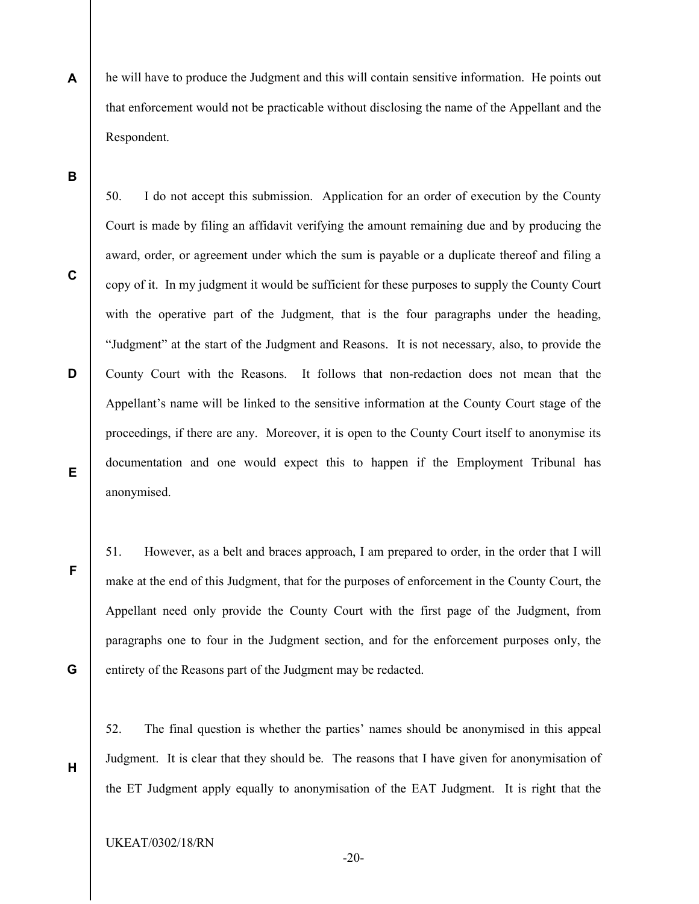he will have to produce the Judgment and this will contain sensitive information. He points out that enforcement would not be practicable without disclosing the name of the Appellant and the Respondent.

50. I do not accept this submission. Application for an order of execution by the County Court is made by filing an affidavit verifying the amount remaining due and by producing the award, order, or agreement under which the sum is payable or a duplicate thereof and filing a copy of it. In my judgment it would be sufficient for these purposes to supply the County Court with the operative part of the Judgment, that is the four paragraphs under the heading, "Judgment" at the start of the Judgment and Reasons. It is not necessary, also, to provide the County Court with the Reasons. It follows that non-redaction does not mean that the Appellant's name will be linked to the sensitive information at the County Court stage of the proceedings, if there are any. Moreover, it is open to the County Court itself to anonymise its documentation and one would expect this to happen if the Employment Tribunal has anonymised.

51. However, as a belt and braces approach, I am prepared to order, in the order that I will make at the end of this Judgment, that for the purposes of enforcement in the County Court, the Appellant need only provide the County Court with the first page of the Judgment, from paragraphs one to four in the Judgment section, and for the enforcement purposes only, the entirety of the Reasons part of the Judgment may be redacted.

52. The final question is whether the parties' names should be anonymised in this appeal Judgment. It is clear that they should be. The reasons that I have given for anonymisation of the ET Judgment apply equally to anonymisation of the EAT Judgment. It is right that the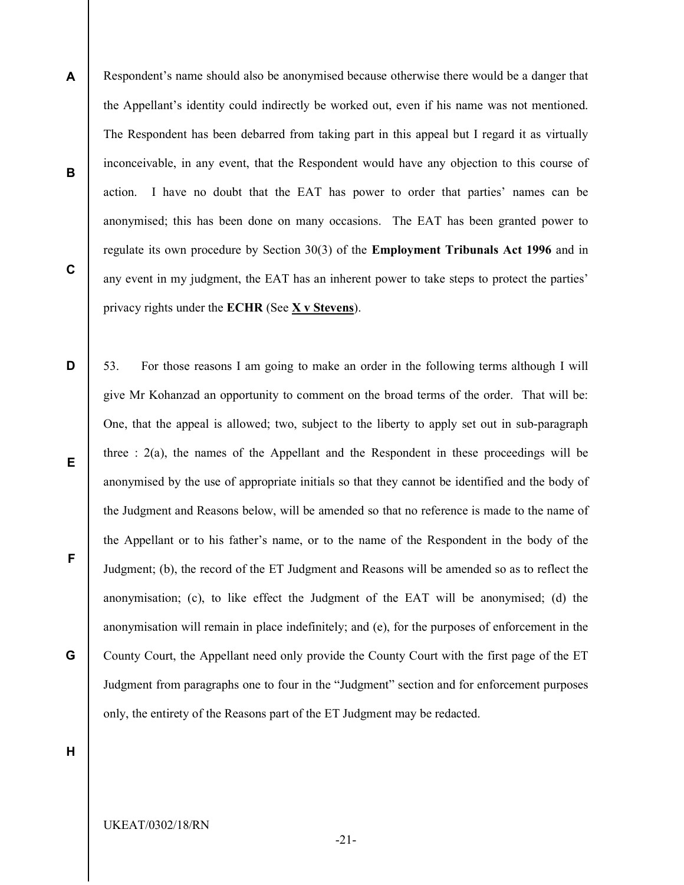Respondent's name should also be anonymised because otherwise there would be a danger that the Appellant's identity could indirectly be worked out, even if his name was not mentioned. The Respondent has been debarred from taking part in this appeal but I regard it as virtually inconceivable, in any event, that the Respondent would have any objection to this course of action. I have no doubt that the EAT has power to order that parties' names can be anonymised; this has been done on many occasions. The EAT has been granted power to regulate its own procedure by Section 30(3) of the **Employment Tribunals Act 1996** and in any event in my judgment, the EAT has an inherent power to take steps to protect the parties' privacy rights under the **ECHR** (See **X v Stevens**).

53. For those reasons I am going to make an order in the following terms although I will give Mr Kohanzad an opportunity to comment on the broad terms of the order. That will be: One, that the appeal is allowed; two, subject to the liberty to apply set out in sub-paragraph three : 2(a), the names of the Appellant and the Respondent in these proceedings will be anonymised by the use of appropriate initials so that they cannot be identified and the body of the Judgment and Reasons below, will be amended so that no reference is made to the name of the Appellant or to his father's name, or to the name of the Respondent in the body of the Judgment; (b), the record of the ET Judgment and Reasons will be amended so as to reflect the anonymisation; (c), to like effect the Judgment of the EAT will be anonymised; (d) the anonymisation will remain in place indefinitely; and (e), for the purposes of enforcement in the County Court, the Appellant need only provide the County Court with the first page of the ET Judgment from paragraphs one to four in the "Judgment" section and for enforcement purposes only, the entirety of the Reasons part of the ET Judgment may be redacted.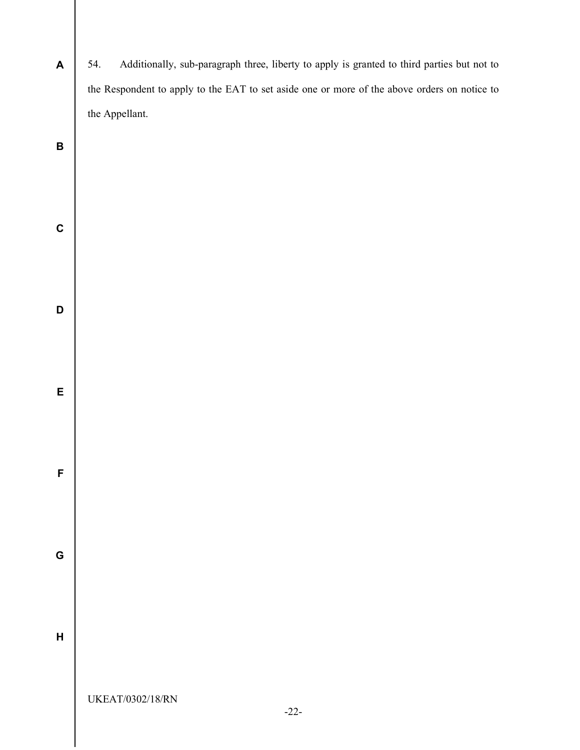54. Additionally, sub-paragraph three, liberty to apply is granted to third parties but not to the Respondent to apply to the EAT to set aside one or more of the above orders on notice to the Appellant.